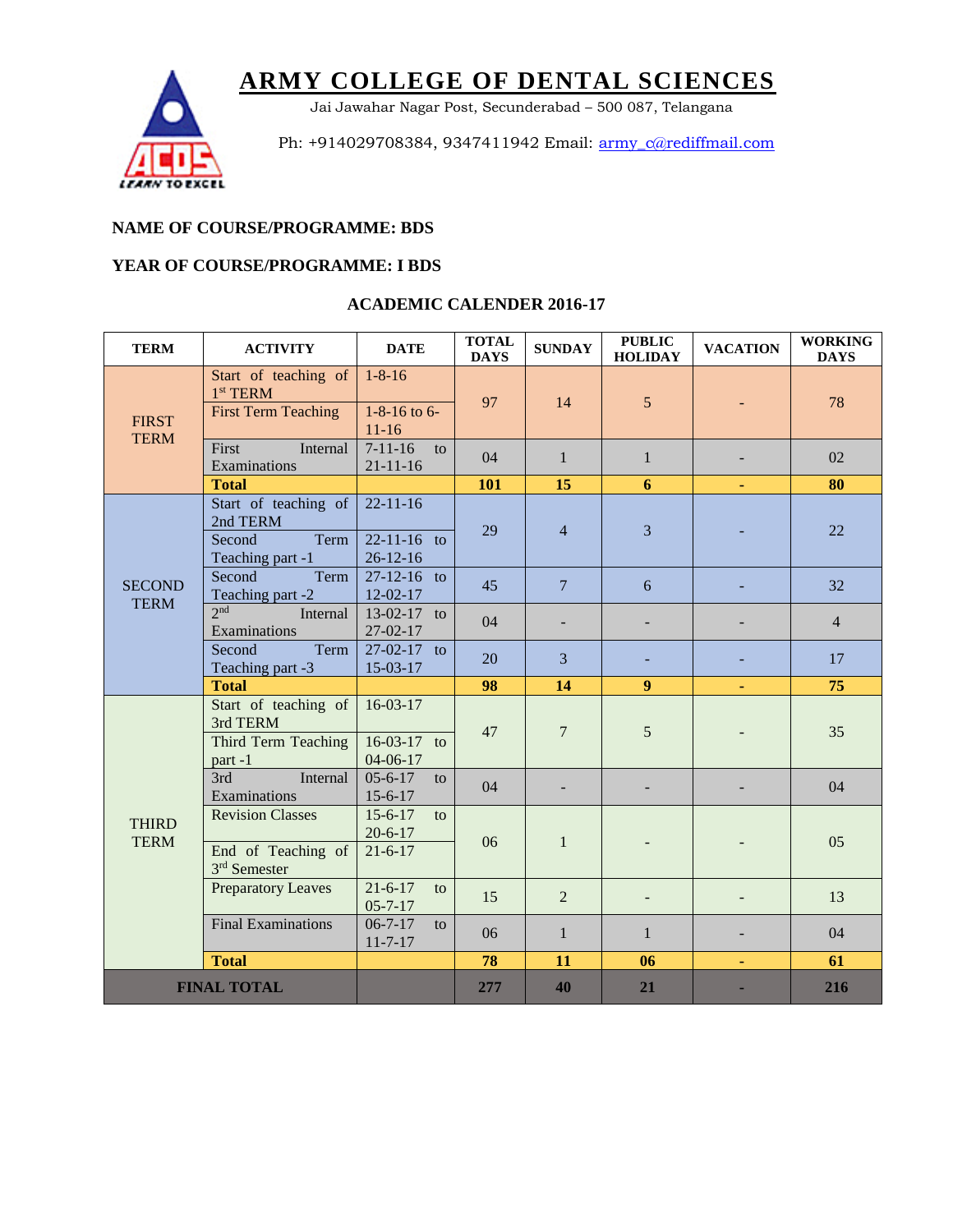# ARMY COLLEGE OF DENTAL SCIENCES

Jai Jawahar Nagar Post, Secunderabad – 500 087, Telangana

Ph: +914029708384, 9347411942 Email: army_c@rediffmail.com

**NAME OF COURSE/PROGRAMME: BDS**

**YEAR OF COURSE/PROGRAMME: I BDS**

**ACADEMIC CALENDER 2016-17**

| TERM | ACTIVITY | DATE | TOTAL DAYS | SUNDAY | PUBLIC HOLIDAY | VACATION | WORKING DAYS |
|---|---|---|---|---|---|---|---|
| FIRST TERM | Start of teaching of 1st TERM | 1-8-16 | 97 | 14 | 5 | - | 78 |
| | First Term Teaching | 1-8-16 to 6-11-16 | | | | | |
| | First Internal Examinations | 7-11-16 to 21-11-16 | 04 | 1 | 1 | - | 02 |
| | **Total** | | **101** | **15** | **6** | **-** | **80** |
| SECOND TERM | Start of teaching of 2nd TERM | 22-11-16 | 29 | 4 | 3 | - | 22 |
| | Second Term Teaching part -1 | 22-11-16 to 26-12-16 | | | | | |
| | Second Term Teaching part -2 | 27-12-16 to 12-02-17 | 45 | 7 | 6 | - | 32 |
| | 2nd Internal Examinations | 13-02-17 to 27-02-17 | 04 | - | - | - | 4 |
| | Second Term Teaching part -3 | 27-02-17 to 15-03-17 | 20 | 3 | - | - | 17 |
| | **Total** | | **98** | **14** | **9** | **-** | **75** |
| THIRD TERM | Start of teaching of 3rd TERM | 16-03-17 | 47 | 7 | 5 | - | 35 |
| | Third Term Teaching part -1 | 16-03-17 to 04-06-17 | | | | | |
| | 3rd Internal Examinations | 05-6-17 to 15-6-17 | 04 | - | - | - | 04 |
| | Revision Classes | 15-6-17 to 20-6-17 | 06 | 1 | - | - | 05 |
| | End of Teaching of 3rd Semester | 21-6-17 | | | | | |
| | Preparatory Leaves | 21-6-17 to 05-7-17 | 15 | 2 | - | - | 13 |
| | Final Examinations | 06-7-17 to 11-7-17 | 06 | 1 | 1 | - | 04 |
| | **Total** | | **78** | **11** | **06** | **-** | **61** |
| **FINAL TOTAL** | | | **277** | **40** | **21** | **-** | **216** |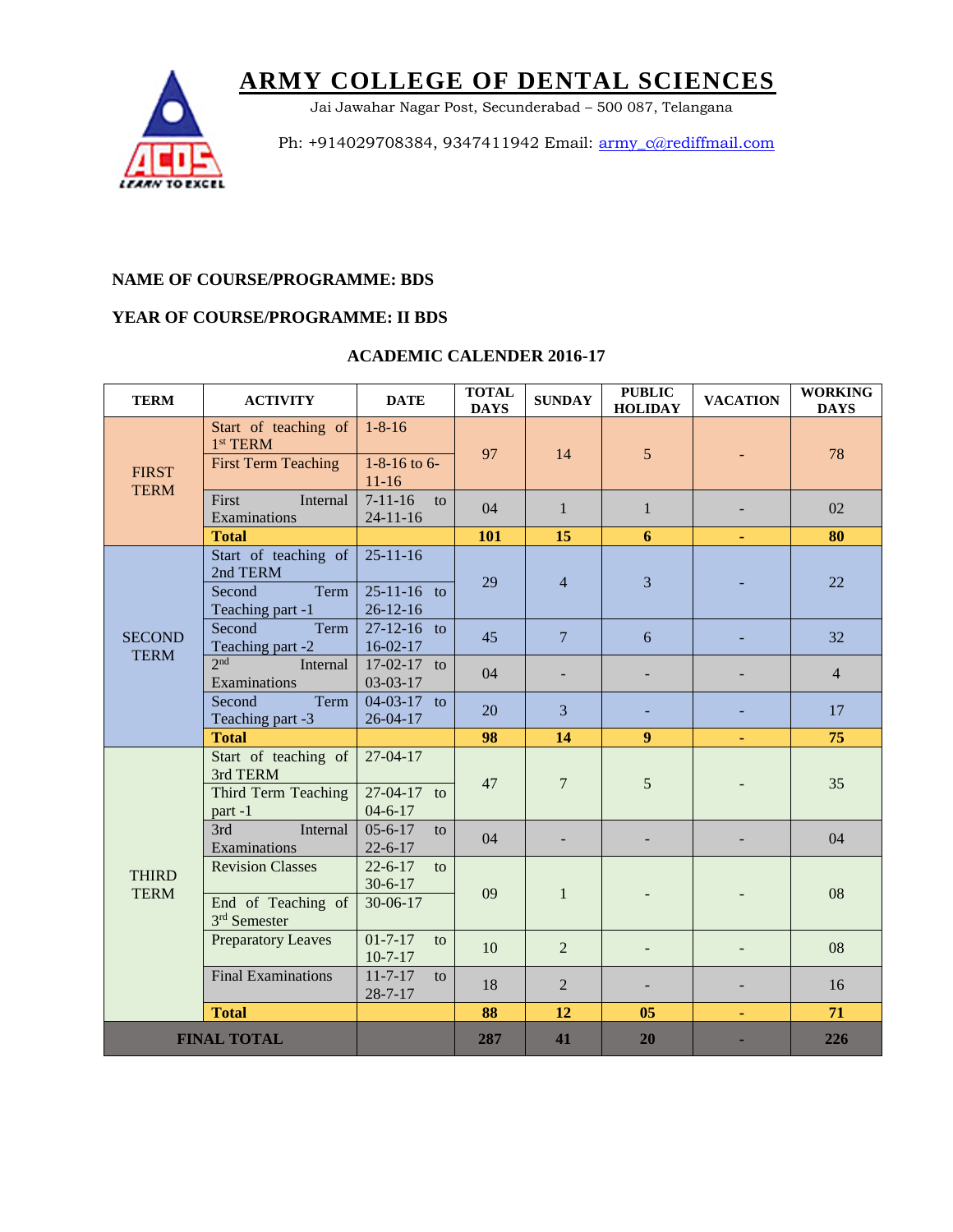# ARMY COLLEGE OF DENTAL SCIENCES

Jai Jawahar Nagar Post, Secunderabad – 500 087, Telangana

Ph: +914029708384, 9347411942 Email: army_c@rediffmail.com

**NAME OF COURSE/PROGRAMME: BDS**

**YEAR OF COURSE/PROGRAMME: II BDS**

## ACADEMIC CALENDER 2016-17

| TERM | ACTIVITY | DATE | TOTAL DAYS | SUNDAY | PUBLIC HOLIDAY | VACATION | WORKING DAYS |
|---|---|---|---|---|---|---|---|
| FIRST TERM | Start of teaching of 1st TERM | 1-8-16 | 97 | 14 | 5 | - | 78 |
| | First Term Teaching | 1-8-16 to 6-11-16 | | | | | |
| | First Internal Examinations | 7-11-16 to 24-11-16 | 04 | 1 | 1 | - | 02 |
| | **Total** | | **101** | **15** | **6** | **-** | **80** |
| SECOND TERM | Start of teaching of 2nd TERM | 25-11-16 | 29 | 4 | 3 | - | 22 |
| | Second Term Teaching part -1 | 25-11-16 to 26-12-16 | | | | | |
| | Second Term Teaching part -2 | 27-12-16 to 16-02-17 | 45 | 7 | 6 | - | 32 |
| | 2nd Internal Examinations | 17-02-17 to 03-03-17 | 04 | - | - | - | 4 |
| | Second Term Teaching part -3 | 04-03-17 to 26-04-17 | 20 | 3 | - | - | 17 |
| | **Total** | | **98** | **14** | **9** | **-** | **75** |
| THIRD TERM | Start of teaching of 3rd TERM | 27-04-17 | 47 | 7 | 5 | - | 35 |
| | Third Term Teaching part -1 | 27-04-17 to 04-6-17 | | | | | |
| | 3rd Internal Examinations | 05-6-17 to 22-6-17 | 04 | - | - | - | 04 |
| | Revision Classes | 22-6-17 to 30-6-17 | 09 | 1 | - | - | 08 |
| | End of Teaching of 3rd Semester | 30-06-17 | | | | | |
| | Preparatory Leaves | 01-7-17 to 10-7-17 | 10 | 2 | - | - | 08 |
| | Final Examinations | 11-7-17 to 28-7-17 | 18 | 2 | - | - | 16 |
| | **Total** | | **88** | **12** | **05** | **-** | **71** |
| **FINAL TOTAL** | | | **287** | **41** | **20** | **-** | **226** |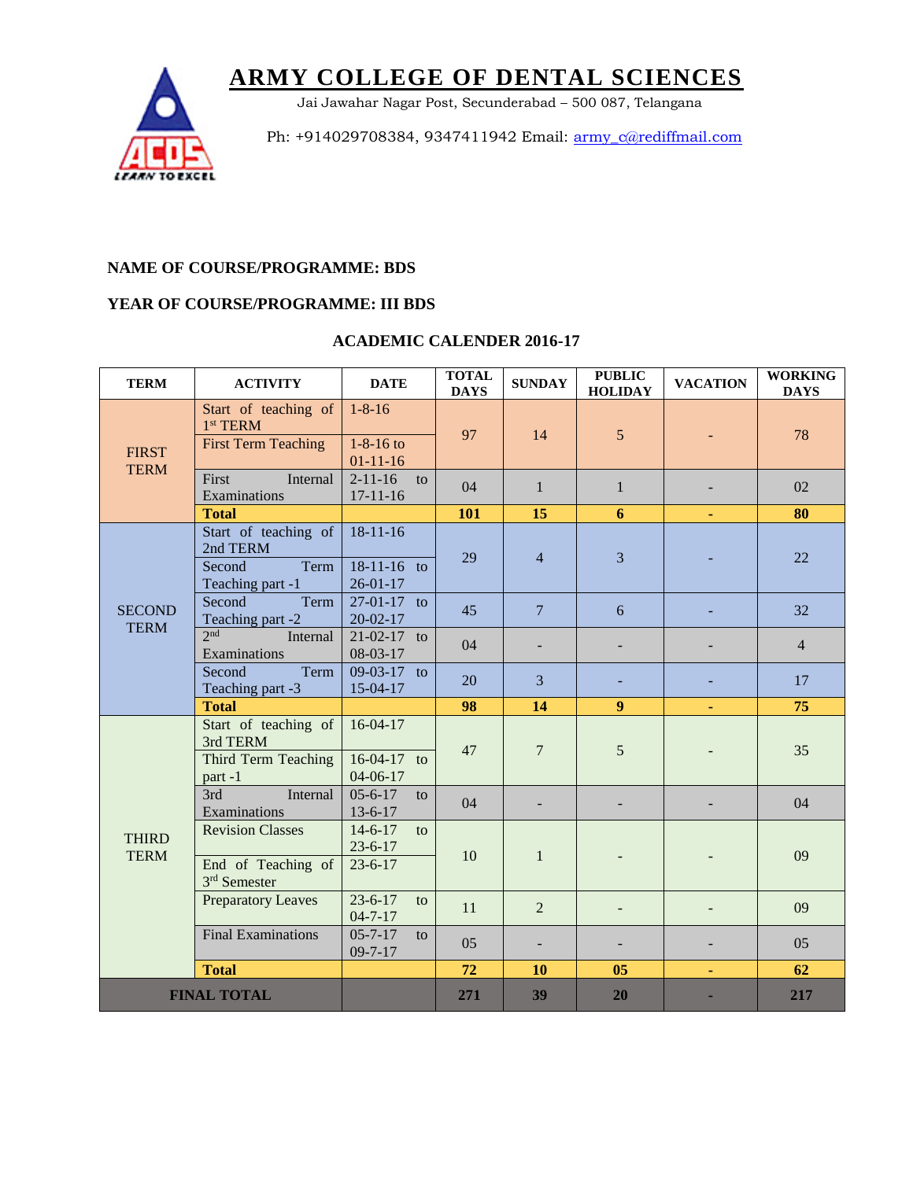# ARMY COLLEGE OF DENTAL SCIENCES

Jai Jawahar Nagar Post, Secunderabad – 500 087, Telangana

Ph: +914029708384, 9347411942 Email: army_c@rediffmail.com

**NAME OF COURSE/PROGRAMME: BDS**

**YEAR OF COURSE/PROGRAMME: III BDS**

## ACADEMIC CALENDER 2016-17

| TERM | ACTIVITY | DATE | TOTAL DAYS | SUNDAY | PUBLIC HOLIDAY | VACATION | WORKING DAYS |
|---|---|---|---|---|---|---|---|
| FIRST TERM | Start of teaching of 1st TERM | 1-8-16 | 97 | 14 | 5 | - | 78 |
| | First Term Teaching | 1-8-16 to 01-11-16 | | | | | |
| | First Internal Examinations | 2-11-16 to 17-11-16 | 04 | 1 | 1 | - | 02 |
| | **Total** | | **101** | **15** | **6** | **-** | **80** |
| SECOND TERM | Start of teaching of 2nd TERM | 18-11-16 | 29 | 4 | 3 | - | 22 |
| | Second Term Teaching part -1 | 18-11-16 to 26-01-17 | | | | | |
| | Second Term Teaching part -2 | 27-01-17 to 20-02-17 | 45 | 7 | 6 | - | 32 |
| | 2nd Internal Examinations | 21-02-17 to 08-03-17 | 04 | - | - | - | 4 |
| | Second Term Teaching part -3 | 09-03-17 to 15-04-17 | 20 | 3 | - | - | 17 |
| | **Total** | | **98** | **14** | **9** | **-** | **75** |
| THIRD TERM | Start of teaching of 3rd TERM | 16-04-17 | 47 | 7 | 5 | - | 35 |
| | Third Term Teaching part -1 | 16-04-17 to 04-06-17 | | | | | |
| | 3rd Internal Examinations | 05-6-17 to 13-6-17 | 04 | - | - | - | 04 |
| | Revision Classes | 14-6-17 to 23-6-17 | 10 | 1 | - | - | 09 |
| | End of Teaching of 3rd Semester | 23-6-17 | | | | | |
| | Preparatory Leaves | 23-6-17 to 04-7-17 | 11 | 2 | - | - | 09 |
| | Final Examinations | 05-7-17 to 09-7-17 | 05 | - | - | - | 05 |
| | **Total** | | **72** | **10** | **05** | **-** | **62** |
| **FINAL TOTAL** | | | **271** | **39** | **20** | **-** | **217** |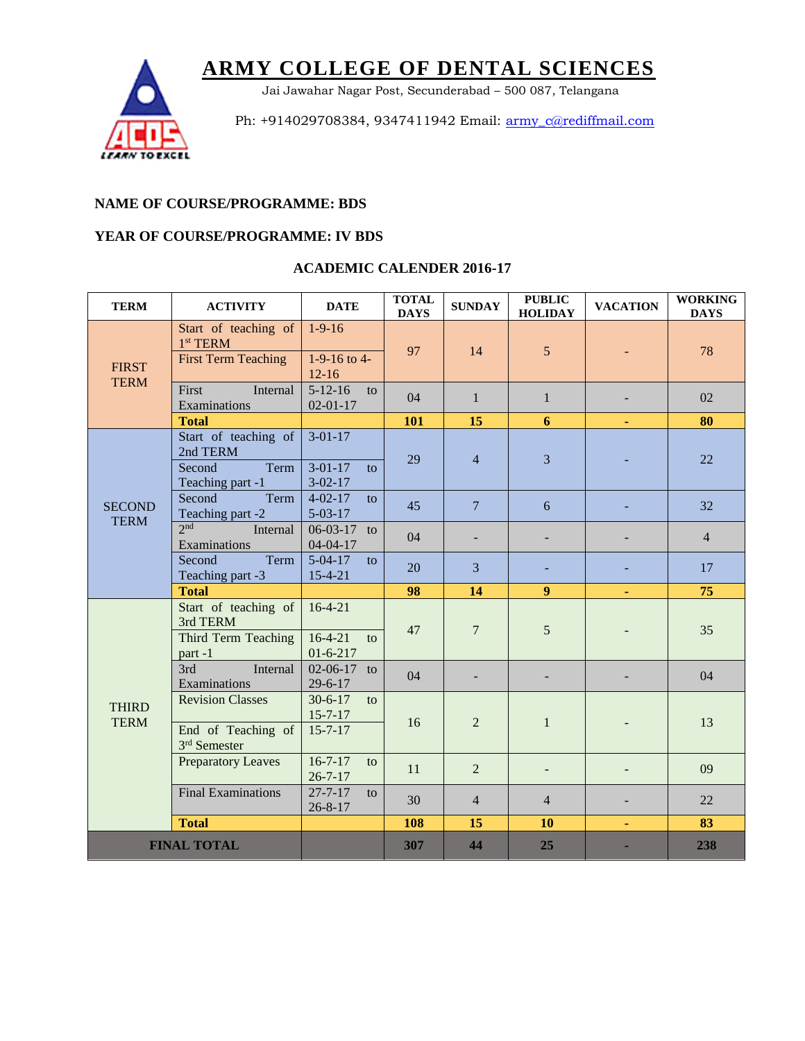# ARMY COLLEGE OF DENTAL SCIENCES

Jai Jawahar Nagar Post, Secunderabad – 500 087, Telangana

Ph: +914029708384, 9347411942 Email: army_c@rediffmail.com

**NAME OF COURSE/PROGRAMME: BDS**

**YEAR OF COURSE/PROGRAMME: IV BDS**

**ACADEMIC CALENDER 2016-17**

| TERM | ACTIVITY | DATE | TOTAL DAYS | SUNDAY | PUBLIC HOLIDAY | VACATION | WORKING DAYS |
|---|---|---|---|---|---|---|---|
| FIRST TERM | Start of teaching of 1st TERM | 1-9-16 | 97 | 14 | 5 | - | 78 |
| | First Term Teaching | 1-9-16 to 4-12-16 | | | | | |
| | First Internal Examinations | 5-12-16 to 02-01-17 | 04 | 1 | 1 | - | 02 |
| | **Total** | | **101** | **15** | **6** | **-** | **80** |
| SECOND TERM | Start of teaching of 2nd TERM | 3-01-17 | 29 | 4 | 3 | - | 22 |
| | Second Term Teaching part -1 | 3-01-17 to 3-02-17 | | | | | |
| | Second Term Teaching part -2 | 4-02-17 to 5-03-17 | 45 | 7 | 6 | - | 32 |
| | 2nd Internal Examinations | 06-03-17 to 04-04-17 | 04 | - | - | - | 4 |
| | Second Term Teaching part -3 | 5-04-17 to 15-4-21 | 20 | 3 | - | - | 17 |
| | **Total** | | **98** | **14** | **9** | **-** | **75** |
| THIRD TERM | Start of teaching of 3rd TERM | 16-4-21 | 47 | 7 | 5 | - | 35 |
| | Third Term Teaching part -1 | 16-4-21 to 01-6-217 | | | | | |
| | 3rd Internal Examinations | 02-06-17 to 29-6-17 | 04 | - | - | - | 04 |
| | Revision Classes | 30-6-17 to 15-7-17 | 16 | 2 | 1 | - | 13 |
| | End of Teaching of 3rd Semester | 15-7-17 | | | | | |
| | Preparatory Leaves | 16-7-17 to 26-7-17 | 11 | 2 | - | - | 09 |
| | Final Examinations | 27-7-17 to 26-8-17 | 30 | 4 | 4 | - | 22 |
| | **Total** | | **108** | **15** | **10** | **-** | **83** |
| **FINAL TOTAL** | | | **307** | **44** | **25** | **-** | **238** |